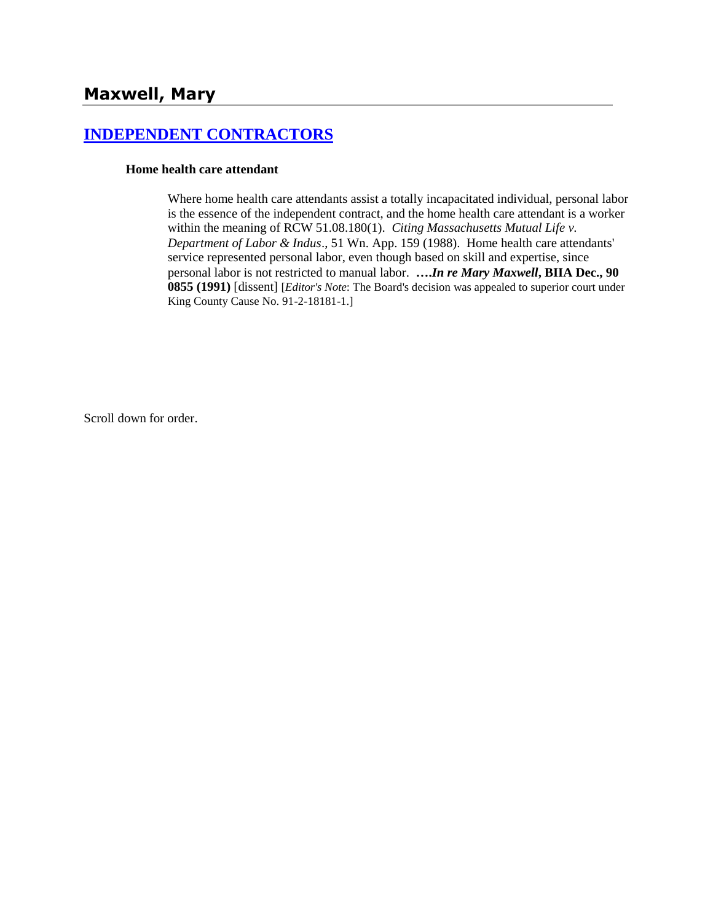## Maxwell, Mary

## INDEPENDENT CONTRACTORS

**Home health care attendant**

Where home health care attendants assist a totally incapacitated individual, personal labor is the essence of the independent contract, and the home health care attendant is a worker within the meaning of RCW 51.08.180(1). *Citing Massachusetts Mutual Life v. Department of Labor & Indus*., 51 Wn. App. 159 (1988). Home health care attendants' service represented personal labor, even though based on skill and expertise, since personal labor is not restricted to manual labor. ***….In re Mary Maxwell*, BIIA Dec., 90 0855 (1991)** [dissent] [*Editor's Note*: The Board's decision was appealed to superior court under King County Cause No. 91-2-18181-1.]

Scroll down for order.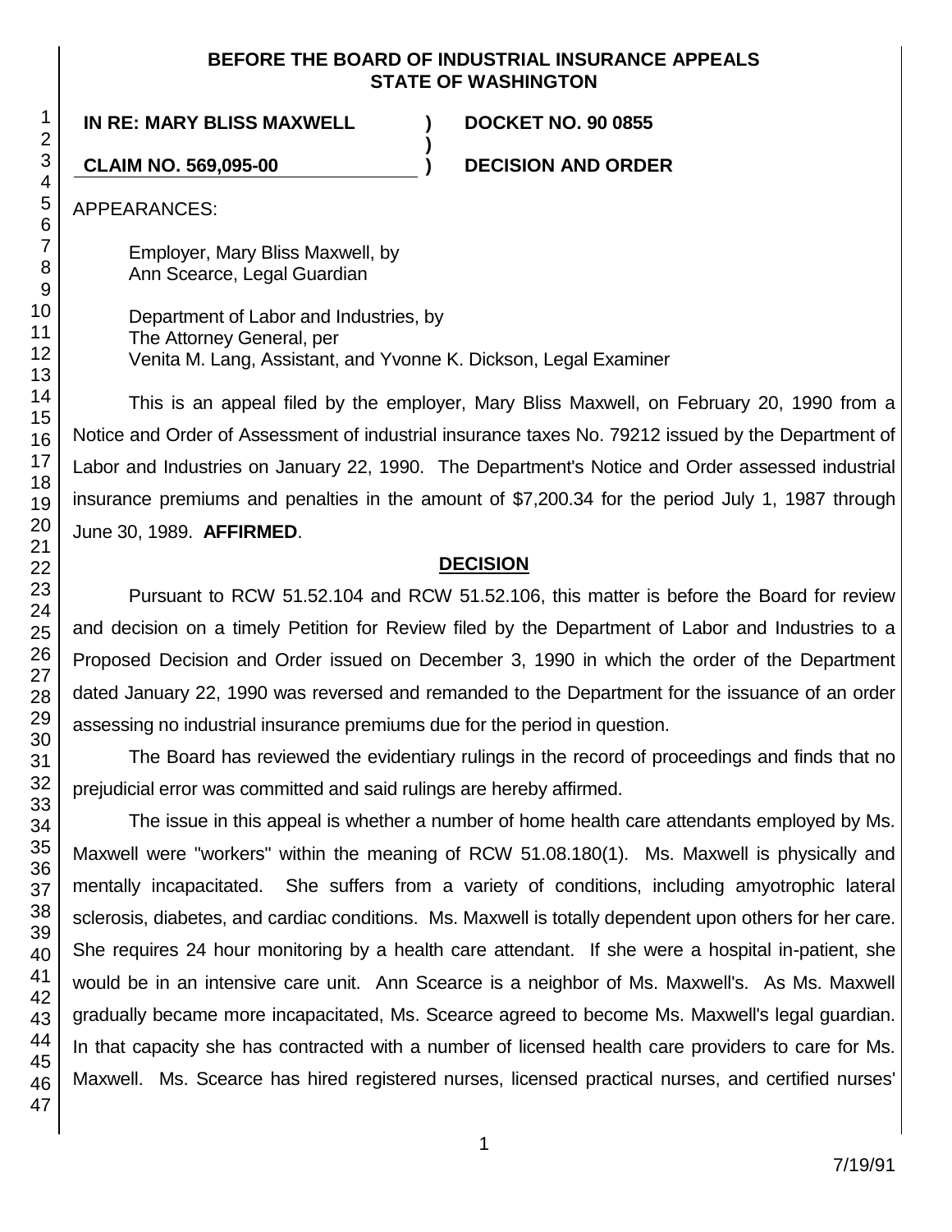**BEFORE THE BOARD OF INDUSTRIAL INSURANCE APPEALS**
**STATE OF WASHINGTON**

**IN RE: MARY BLISS MAXWELL** ) **DOCKET NO. 90 0855**
)
**CLAIM NO. 569,095-00** ) **DECISION AND ORDER**

APPEARANCES:

Employer, Mary Bliss Maxwell, by
Ann Scearce, Legal Guardian

Department of Labor and Industries, by
The Attorney General, per
Venita M. Lang, Assistant, and Yvonne K. Dickson, Legal Examiner

This is an appeal filed by the employer, Mary Bliss Maxwell, on February 20, 1990 from a Notice and Order of Assessment of industrial insurance taxes No. 79212 issued by the Department of Labor and Industries on January 22, 1990. The Department's Notice and Order assessed industrial insurance premiums and penalties in the amount of $7,200.34 for the period July 1, 1987 through June 30, 1989. **AFFIRMED**.

## DECISION

Pursuant to RCW 51.52.104 and RCW 51.52.106, this matter is before the Board for review and decision on a timely Petition for Review filed by the Department of Labor and Industries to a Proposed Decision and Order issued on December 3, 1990 in which the order of the Department dated January 22, 1990 was reversed and remanded to the Department for the issuance of an order assessing no industrial insurance premiums due for the period in question.

The Board has reviewed the evidentiary rulings in the record of proceedings and finds that no prejudicial error was committed and said rulings are hereby affirmed.

The issue in this appeal is whether a number of home health care attendants employed by Ms. Maxwell were "workers" within the meaning of RCW 51.08.180(1). Ms. Maxwell is physically and mentally incapacitated. She suffers from a variety of conditions, including amyotrophic lateral sclerosis, diabetes, and cardiac conditions. Ms. Maxwell is totally dependent upon others for her care. She requires 24 hour monitoring by a health care attendant. If she were a hospital in-patient, she would be in an intensive care unit. Ann Scearce is a neighbor of Ms. Maxwell's. As Ms. Maxwell gradually became more incapacitated, Ms. Scearce agreed to become Ms. Maxwell's legal guardian. In that capacity she has contracted with a number of licensed health care providers to care for Ms. Maxwell. Ms. Scearce has hired registered nurses, licensed practical nurses, and certified nurses'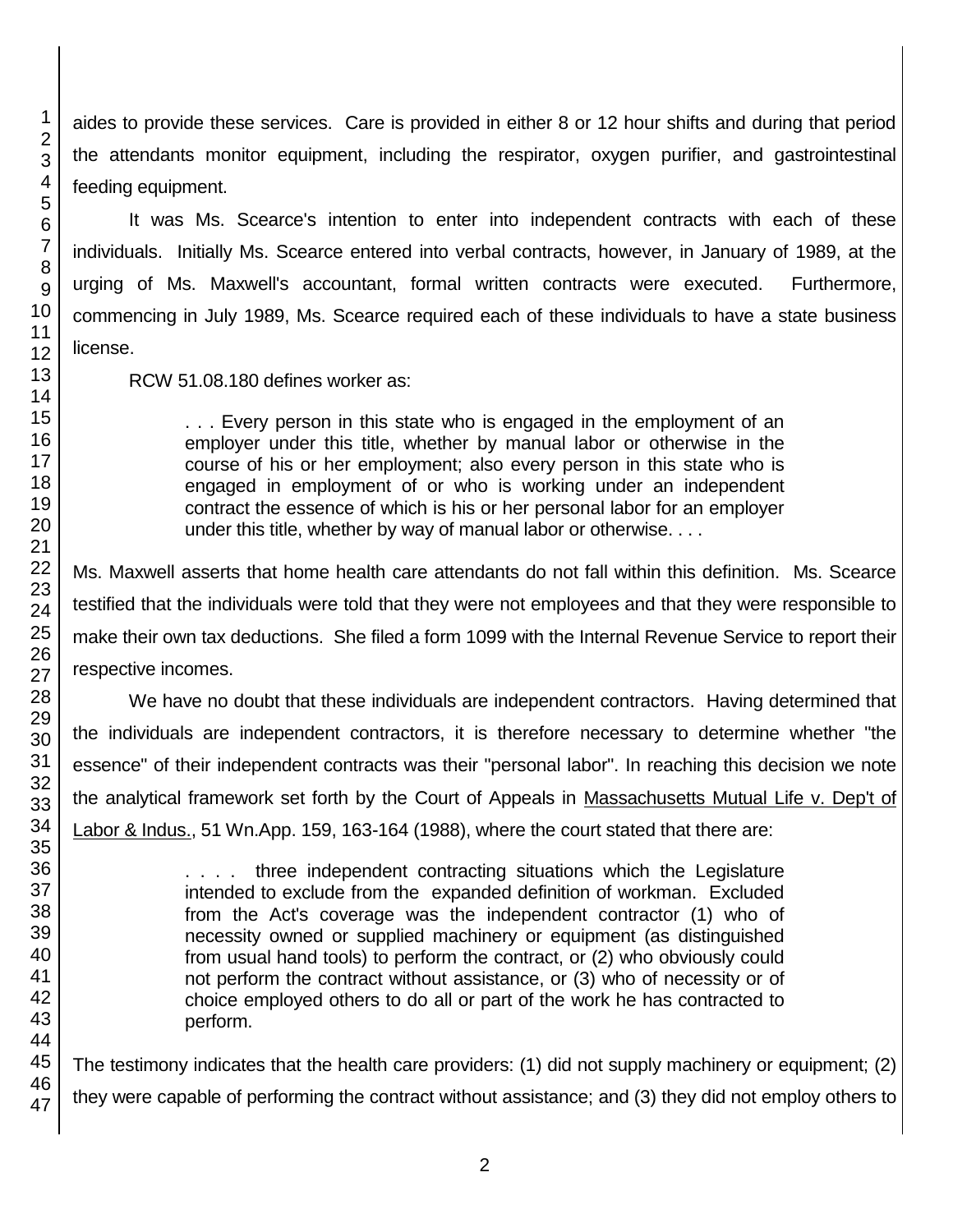aides to provide these services. Care is provided in either 8 or 12 hour shifts and during that period the attendants monitor equipment, including the respirator, oxygen purifier, and gastrointestinal feeding equipment.

It was Ms. Scearce's intention to enter into independent contracts with each of these individuals. Initially Ms. Scearce entered into verbal contracts, however, in January of 1989, at the urging of Ms. Maxwell's accountant, formal written contracts were executed. Furthermore, commencing in July 1989, Ms. Scearce required each of these individuals to have a state business license.

RCW 51.08.180 defines worker as:

> . . . Every person in this state who is engaged in the employment of an employer under this title, whether by manual labor or otherwise in the course of his or her employment; also every person in this state who is engaged in employment of or who is working under an independent contract the essence of which is his or her personal labor for an employer under this title, whether by way of manual labor or otherwise. . . .

Ms. Maxwell asserts that home health care attendants do not fall within this definition. Ms. Scearce testified that the individuals were told that they were not employees and that they were responsible to make their own tax deductions. She filed a form 1099 with the Internal Revenue Service to report their respective incomes.

We have no doubt that these individuals are independent contractors. Having determined that the individuals are independent contractors, it is therefore necessary to determine whether "the essence" of their independent contracts was their "personal labor". In reaching this decision we note the analytical framework set forth by the Court of Appeals in Massachusetts Mutual Life v. Dep't of Labor & Indus., 51 Wn.App. 159, 163-164 (1988), where the court stated that there are:

> . . . . three independent contracting situations which the Legislature intended to exclude from the expanded definition of workman. Excluded from the Act's coverage was the independent contractor (1) who of necessity owned or supplied machinery or equipment (as distinguished from usual hand tools) to perform the contract, or (2) who obviously could not perform the contract without assistance, or (3) who of necessity or of choice employed others to do all or part of the work he has contracted to perform.

The testimony indicates that the health care providers: (1) did not supply machinery or equipment; (2) they were capable of performing the contract without assistance; and (3) they did not employ others to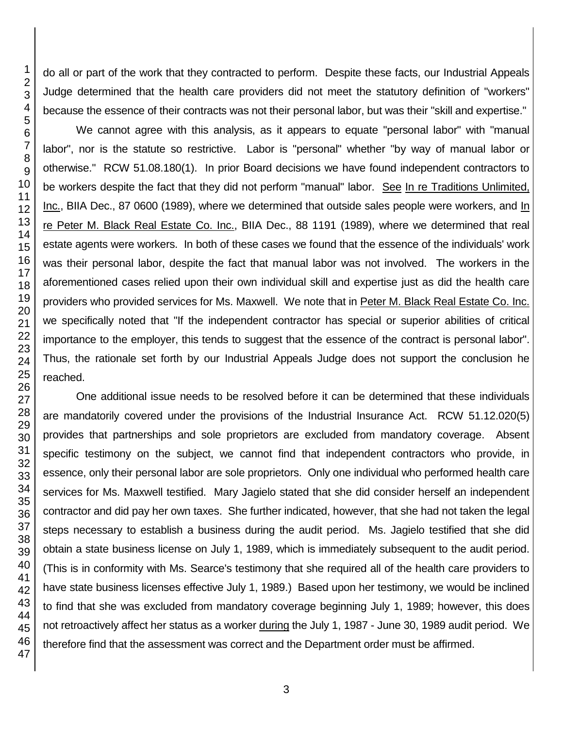do all or part of the work that they contracted to perform. Despite these facts, our Industrial Appeals Judge determined that the health care providers did not meet the statutory definition of "workers" because the essence of their contracts was not their personal labor, but was their "skill and expertise."

We cannot agree with this analysis, as it appears to equate "personal labor" with "manual labor", nor is the statute so restrictive. Labor is "personal" whether "by way of manual labor or otherwise." RCW 51.08.180(1). In prior Board decisions we have found independent contractors to be workers despite the fact that they did not perform "manual" labor. See In re Traditions Unlimited, Inc., BIIA Dec., 87 0600 (1989), where we determined that outside sales people were workers, and In re Peter M. Black Real Estate Co. Inc., BIIA Dec., 88 1191 (1989), where we determined that real estate agents were workers. In both of these cases we found that the essence of the individuals' work was their personal labor, despite the fact that manual labor was not involved. The workers in the aforementioned cases relied upon their own individual skill and expertise just as did the health care providers who provided services for Ms. Maxwell. We note that in Peter M. Black Real Estate Co. Inc. we specifically noted that "If the independent contractor has special or superior abilities of critical importance to the employer, this tends to suggest that the essence of the contract is personal labor". Thus, the rationale set forth by our Industrial Appeals Judge does not support the conclusion he reached.

One additional issue needs to be resolved before it can be determined that these individuals are mandatorily covered under the provisions of the Industrial Insurance Act. RCW 51.12.020(5) provides that partnerships and sole proprietors are excluded from mandatory coverage. Absent specific testimony on the subject, we cannot find that independent contractors who provide, in essence, only their personal labor are sole proprietors. Only one individual who performed health care services for Ms. Maxwell testified. Mary Jagielo stated that she did consider herself an independent contractor and did pay her own taxes. She further indicated, however, that she had not taken the legal steps necessary to establish a business during the audit period. Ms. Jagielo testified that she did obtain a state business license on July 1, 1989, which is immediately subsequent to the audit period. (This is in conformity with Ms. Searce's testimony that she required all of the health care providers to have state business licenses effective July 1, 1989.) Based upon her testimony, we would be inclined to find that she was excluded from mandatory coverage beginning July 1, 1989; however, this does not retroactively affect her status as a worker during the July 1, 1987 - June 30, 1989 audit period. We therefore find that the assessment was correct and the Department order must be affirmed.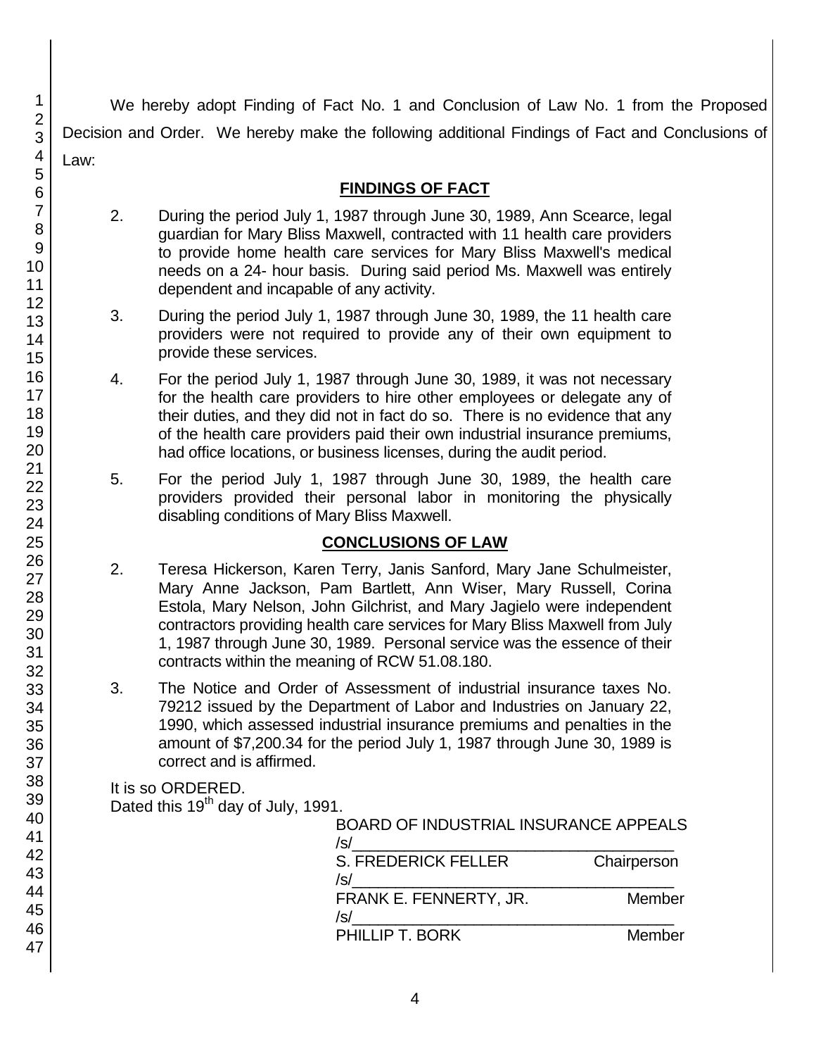We hereby adopt Finding of Fact No. 1 and Conclusion of Law No. 1 from the Proposed Decision and Order. We hereby make the following additional Findings of Fact and Conclusions of Law:

## FINDINGS OF FACT

2. During the period July 1, 1987 through June 30, 1989, Ann Scearce, legal guardian for Mary Bliss Maxwell, contracted with 11 health care providers to provide home health care services for Mary Bliss Maxwell's medical needs on a 24- hour basis. During said period Ms. Maxwell was entirely dependent and incapable of any activity.

3. During the period July 1, 1987 through June 30, 1989, the 11 health care providers were not required to provide any of their own equipment to provide these services.

4. For the period July 1, 1987 through June 30, 1989, it was not necessary for the health care providers to hire other employees or delegate any of their duties, and they did not in fact do so. There is no evidence that any of the health care providers paid their own industrial insurance premiums, had office locations, or business licenses, during the audit period.

5. For the period July 1, 1987 through June 30, 1989, the health care providers provided their personal labor in monitoring the physically disabling conditions of Mary Bliss Maxwell.

## CONCLUSIONS OF LAW

2. Teresa Hickerson, Karen Terry, Janis Sanford, Mary Jane Schulmeister, Mary Anne Jackson, Pam Bartlett, Ann Wiser, Mary Russell, Corina Estola, Mary Nelson, John Gilchrist, and Mary Jagielo were independent contractors providing health care services for Mary Bliss Maxwell from July 1, 1987 through June 30, 1989. Personal service was the essence of their contracts within the meaning of RCW 51.08.180.

3. The Notice and Order of Assessment of industrial insurance taxes No. 79212 issued by the Department of Labor and Industries on January 22, 1990, which assessed industrial insurance premiums and penalties in the amount of $7,200.34 for the period July 1, 1987 through June 30, 1989 is correct and is affirmed.

It is so ORDERED.

Dated this 19th day of July, 1991.

BOARD OF INDUSTRIAL INSURANCE APPEALS

/s/\_\_\_\_\_\_\_\_\_\_\_\_\_\_\_\_\_\_\_\_\_\_\_\_\_\_\_\_\_\_\_\_\_\_\_\_\_\_

S. FREDERICK FELLER Chairperson

/s/\_\_\_\_\_\_\_\_\_\_\_\_\_\_\_\_\_\_\_\_\_\_\_\_\_\_\_\_\_\_\_\_\_\_\_\_\_\_

FRANK E. FENNERTY, JR. Member

/s/\_\_\_\_\_\_\_\_\_\_\_\_\_\_\_\_\_\_\_\_\_\_\_\_\_\_\_\_\_\_\_\_\_\_\_\_\_\_

PHILLIP T. BORK Member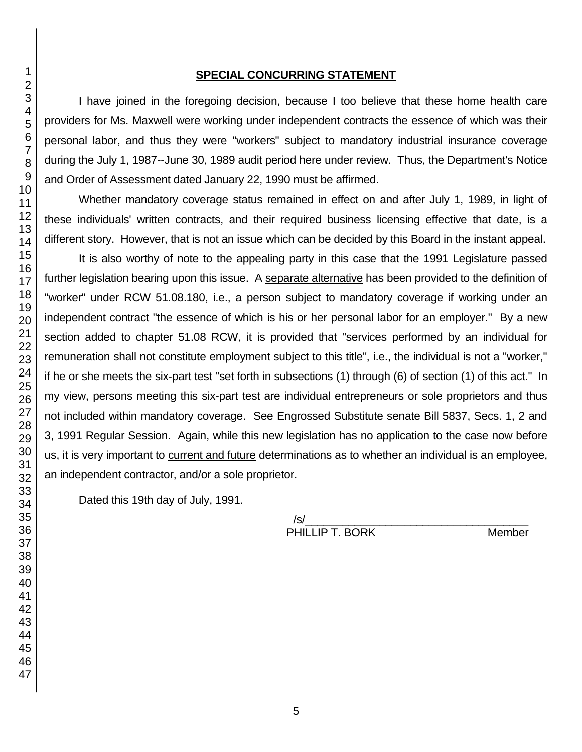## SPECIAL CONCURRING STATEMENT

I have joined in the foregoing decision, because I too believe that these home health care providers for Ms. Maxwell were working under independent contracts the essence of which was their personal labor, and thus they were "workers" subject to mandatory industrial insurance coverage during the July 1, 1987--June 30, 1989 audit period here under review. Thus, the Department's Notice and Order of Assessment dated January 22, 1990 must be affirmed.

Whether mandatory coverage status remained in effect on and after July 1, 1989, in light of these individuals' written contracts, and their required business licensing effective that date, is a different story. However, that is not an issue which can be decided by this Board in the instant appeal.

It is also worthy of note to the appealing party in this case that the 1991 Legislature passed further legislation bearing upon this issue. A separate alternative has been provided to the definition of "worker" under RCW 51.08.180, i.e., a person subject to mandatory coverage if working under an independent contract "the essence of which is his or her personal labor for an employer." By a new section added to chapter 51.08 RCW, it is provided that "services performed by an individual for remuneration shall not constitute employment subject to this title", i.e., the individual is not a "worker," if he or she meets the six-part test "set forth in subsections (1) through (6) of section (1) of this act." In my view, persons meeting this six-part test are individual entrepreneurs or sole proprietors and thus not included within mandatory coverage. See Engrossed Substitute senate Bill 5837, Secs. 1, 2 and 3, 1991 Regular Session. Again, while this new legislation has no application to the case now before us, it is very important to current and future determinations as to whether an individual is an employee, an independent contractor, and/or a sole proprietor.

Dated this 19th day of July, 1991.

/s/
PHILLIP T. BORK Member